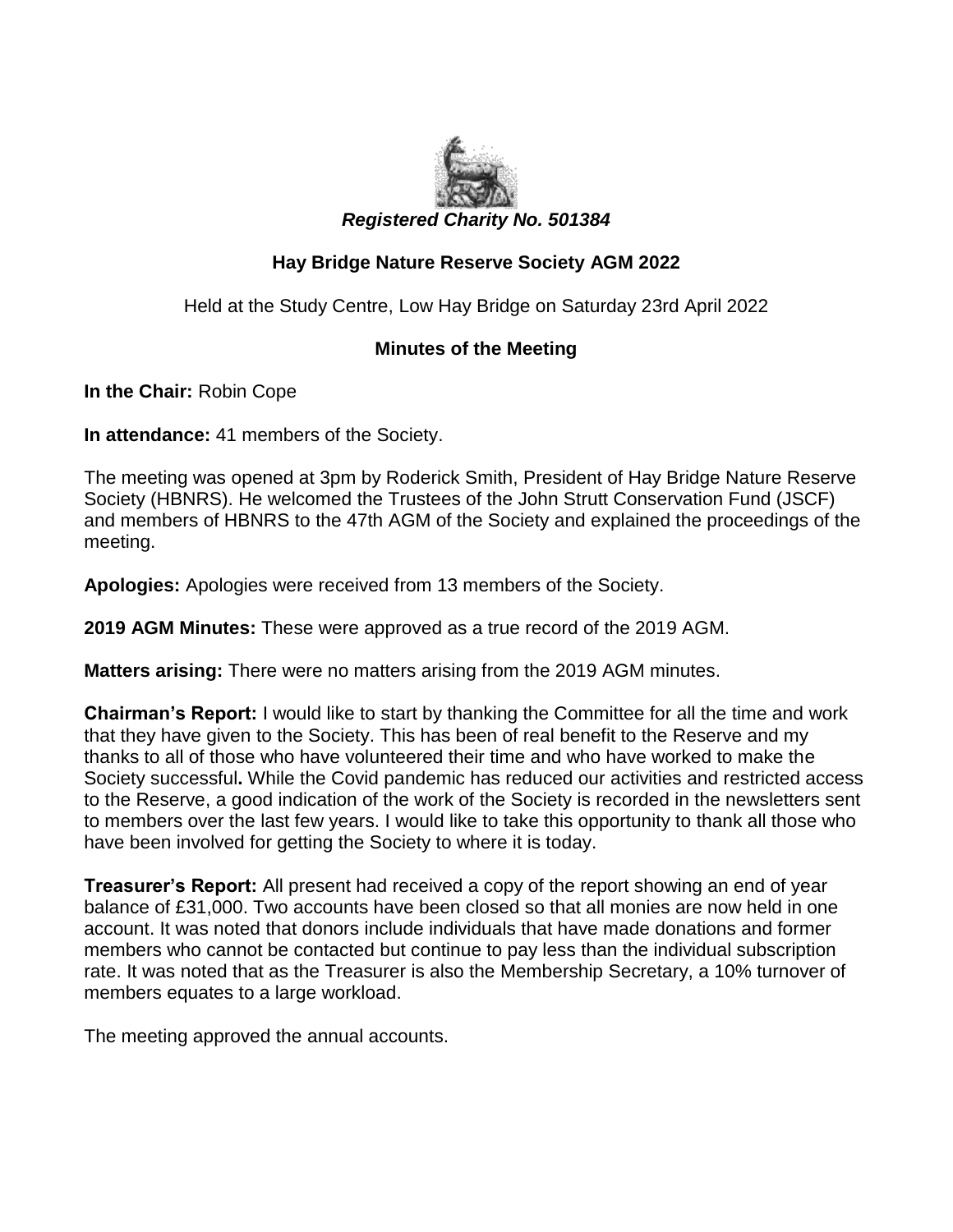*Registered Charity No. 501384*

## Hay Bridge Nature Reserve Society AGM 2022

Held at the Study Centre, Low Hay Bridge on Saturday 23rd April 2022

### Minutes of the Meeting

**In the Chair:** Robin Cope

**In attendance:** 41 members of the Society.

The meeting was opened at 3pm by Roderick Smith, President of Hay Bridge Nature Reserve Society (HBNRS). He welcomed the Trustees of the John Strutt Conservation Fund (JSCF) and members of HBNRS to the 47th AGM of the Society and explained the proceedings of the meeting.

**Apologies:** Apologies were received from 13 members of the Society.

**2019 AGM Minutes:** These were approved as a true record of the 2019 AGM.

**Matters arising:** There were no matters arising from the 2019 AGM minutes.

**Chairman's Report:** I would like to start by thanking the Committee for all the time and work that they have given to the Society. This has been of real benefit to the Reserve and my thanks to all of those who have volunteered their time and who have worked to make the Society successful**.** While the Covid pandemic has reduced our activities and restricted access to the Reserve, a good indication of the work of the Society is recorded in the newsletters sent to members over the last few years. I would like to take this opportunity to thank all those who have been involved for getting the Society to where it is today.

**Treasurer's Report:** All present had received a copy of the report showing an end of year balance of £31,000. Two accounts have been closed so that all monies are now held in one account. It was noted that donors include individuals that have made donations and former members who cannot be contacted but continue to pay less than the individual subscription rate. It was noted that as the Treasurer is also the Membership Secretary, a 10% turnover of members equates to a large workload.

The meeting approved the annual accounts.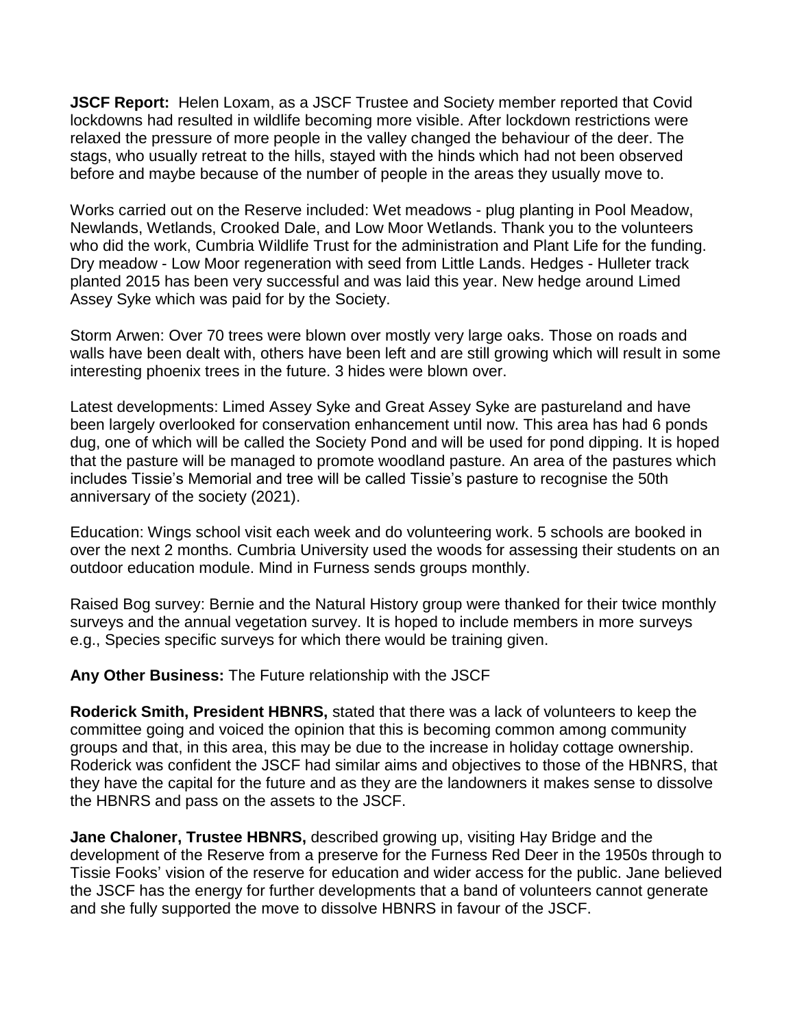**JSCF Report:** Helen Loxam, as a JSCF Trustee and Society member reported that Covid lockdowns had resulted in wildlife becoming more visible. After lockdown restrictions were relaxed the pressure of more people in the valley changed the behaviour of the deer. The stags, who usually retreat to the hills, stayed with the hinds which had not been observed before and maybe because of the number of people in the areas they usually move to.

Works carried out on the Reserve included: Wet meadows - plug planting in Pool Meadow, Newlands, Wetlands, Crooked Dale, and Low Moor Wetlands. Thank you to the volunteers who did the work, Cumbria Wildlife Trust for the administration and Plant Life for the funding. Dry meadow - Low Moor regeneration with seed from Little Lands. Hedges - Hulleter track planted 2015 has been very successful and was laid this year. New hedge around Limed Assey Syke which was paid for by the Society.

Storm Arwen: Over 70 trees were blown over mostly very large oaks. Those on roads and walls have been dealt with, others have been left and are still growing which will result in some interesting phoenix trees in the future. 3 hides were blown over.

Latest developments: Limed Assey Syke and Great Assey Syke are pastureland and have been largely overlooked for conservation enhancement until now. This area has had 6 ponds dug, one of which will be called the Society Pond and will be used for pond dipping. It is hoped that the pasture will be managed to promote woodland pasture. An area of the pastures which includes Tissie's Memorial and tree will be called Tissie's pasture to recognise the 50th anniversary of the society (2021).

Education: Wings school visit each week and do volunteering work. 5 schools are booked in over the next 2 months. Cumbria University used the woods for assessing their students on an outdoor education module. Mind in Furness sends groups monthly.

Raised Bog survey: Bernie and the Natural History group were thanked for their twice monthly surveys and the annual vegetation survey. It is hoped to include members in more surveys e.g., Species specific surveys for which there would be training given.

**Any Other Business:** The Future relationship with the JSCF

**Roderick Smith, President HBNRS,** stated that there was a lack of volunteers to keep the committee going and voiced the opinion that this is becoming common among community groups and that, in this area, this may be due to the increase in holiday cottage ownership. Roderick was confident the JSCF had similar aims and objectives to those of the HBNRS, that they have the capital for the future and as they are the landowners it makes sense to dissolve the HBNRS and pass on the assets to the JSCF.

**Jane Chaloner, Trustee HBNRS,** described growing up, visiting Hay Bridge and the development of the Reserve from a preserve for the Furness Red Deer in the 1950s through to Tissie Fooks' vision of the reserve for education and wider access for the public. Jane believed the JSCF has the energy for further developments that a band of volunteers cannot generate and she fully supported the move to dissolve HBNRS in favour of the JSCF.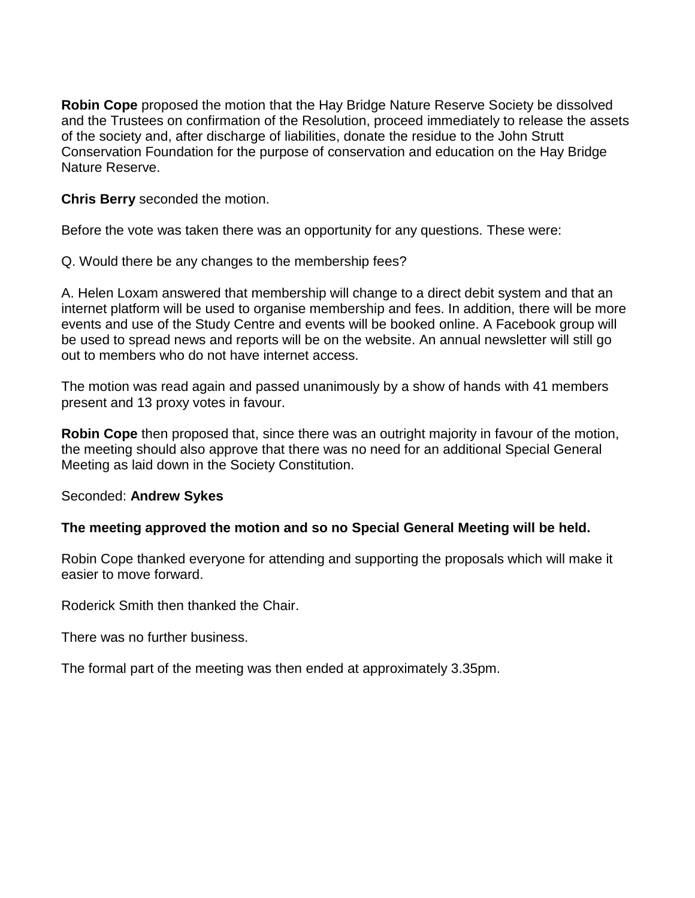**Robin Cope** proposed the motion that the Hay Bridge Nature Reserve Society be dissolved and the Trustees on confirmation of the Resolution, proceed immediately to release the assets of the society and, after discharge of liabilities, donate the residue to the John Strutt Conservation Foundation for the purpose of conservation and education on the Hay Bridge Nature Reserve.

**Chris Berry** seconded the motion.

Before the vote was taken there was an opportunity for any questions. These were:

Q. Would there be any changes to the membership fees?

A. Helen Loxam answered that membership will change to a direct debit system and that an internet platform will be used to organise membership and fees. In addition, there will be more events and use of the Study Centre and events will be booked online. A Facebook group will be used to spread news and reports will be on the website. An annual newsletter will still go out to members who do not have internet access.

The motion was read again and passed unanimously by a show of hands with 41 members present and 13 proxy votes in favour.

**Robin Cope** then proposed that, since there was an outright majority in favour of the motion, the meeting should also approve that there was no need for an additional Special General Meeting as laid down in the Society Constitution.

Seconded: **Andrew Sykes**

**The meeting approved the motion and so no Special General Meeting will be held.**

Robin Cope thanked everyone for attending and supporting the proposals which will make it easier to move forward.

Roderick Smith then thanked the Chair.

There was no further business.

The formal part of the meeting was then ended at approximately 3.35pm.